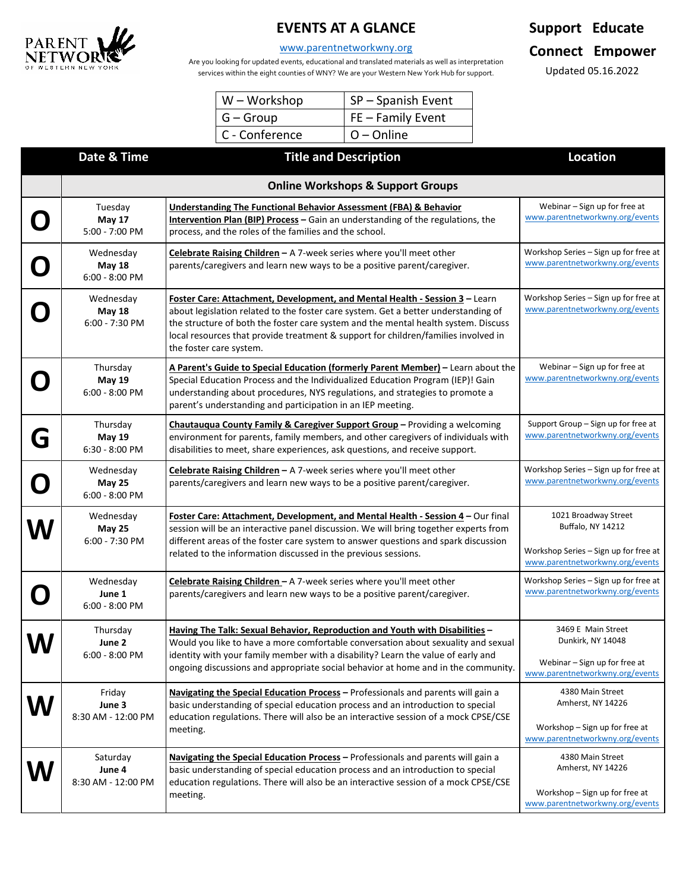PARENT NETWORK OF WESTERN NEW YORK

# EVENTS AT A GLANCE

www.parentnetworkwny.org

Are you looking for updated events, educational and translated materials as well as interpretation services within the eight counties of WNY? We are your Western New York Hub for support.

**Support Educate Connect Empower**

Updated 05.16.2022

| W – Workshop | SP – Spanish Event |
|---|---|
| G – Group | FE – Family Event |
| C - Conference | O – Online |

| | Date & Time | Title and Description | Location |
|---|---|---|---|
| | | **Online Workshops & Support Groups** | |
| **O** | Tuesday **May 17** 5:00 - 7:00 PM | **Understanding The Functional Behavior Assessment (FBA) & Behavior Intervention Plan (BIP) Process** – Gain an understanding of the regulations, the process, and the roles of the families and the school. | Webinar – Sign up for free at www.parentnetworkwny.org/events |
| **O** | Wednesday **May 18** 6:00 - 8:00 PM | **Celebrate Raising Children** – A 7-week series where you'll meet other parents/caregivers and learn new ways to be a positive parent/caregiver. | Workshop Series – Sign up for free at www.parentnetworkwny.org/events |
| **O** | Wednesday **May 18** 6:00 - 7:30 PM | **Foster Care: Attachment, Development, and Mental Health - Session 3** – Learn about legislation related to the foster care system. Get a better understanding of the structure of both the foster care system and the mental health system. Discuss local resources that provide treatment & support for children/families involved in the foster care system. | Workshop Series – Sign up for free at www.parentnetworkwny.org/events |
| **O** | Thursday **May 19** 6:00 - 8:00 PM | **A Parent's Guide to Special Education (formerly Parent Member)** – Learn about the Special Education Process and the Individualized Education Program (IEP)! Gain understanding about procedures, NYS regulations, and strategies to promote a parent's understanding and participation in an IEP meeting. | Webinar – Sign up for free at www.parentnetworkwny.org/events |
| **G** | Thursday **May 19** 6:30 - 8:00 PM | **Chautauqua County Family & Caregiver Support Group** – Providing a welcoming environment for parents, family members, and other caregivers of individuals with disabilities to meet, share experiences, ask questions, and receive support. | Support Group – Sign up for free at www.parentnetworkwny.org/events |
| **O** | Wednesday **May 25** 6:00 - 8:00 PM | **Celebrate Raising Children** – A 7-week series where you'll meet other parents/caregivers and learn new ways to be a positive parent/caregiver. | Workshop Series – Sign up for free at www.parentnetworkwny.org/events |
| **W** | Wednesday **May 25** 6:00 - 7:30 PM | **Foster Care: Attachment, Development, and Mental Health - Session 4** – Our final session will be an interactive panel discussion. We will bring together experts from different areas of the foster care system to answer questions and spark discussion related to the information discussed in the previous sessions. | 1021 Broadway Street Buffalo, NY 14212 Workshop Series – Sign up for free at www.parentnetworkwny.org/events |
| **O** | Wednesday **June 1** 6:00 - 8:00 PM | **Celebrate Raising Children** – A 7-week series where you'll meet other parents/caregivers and learn new ways to be a positive parent/caregiver. | Workshop Series – Sign up for free at www.parentnetworkwny.org/events |
| **W** | Thursday **June 2** 6:00 - 8:00 PM | **Having The Talk: Sexual Behavior, Reproduction and Youth with Disabilities** – Would you like to have a more comfortable conversation about sexuality and sexual identity with your family member with a disability? Learn the value of early and ongoing discussions and appropriate social behavior at home and in the community. | 3469 E Main Street Dunkirk, NY 14048 Webinar – Sign up for free at www.parentnetworkwny.org/events |
| **W** | Friday **June 3** 8:30 AM - 12:00 PM | **Navigating the Special Education Process** – Professionals and parents will gain a basic understanding of special education process and an introduction to special education regulations. There will also be an interactive session of a mock CPSE/CSE meeting. | 4380 Main Street Amherst, NY 14226 Workshop – Sign up for free at www.parentnetworkwny.org/events |
| **W** | Saturday **June 4** 8:30 AM - 12:00 PM | **Navigating the Special Education Process** – Professionals and parents will gain a basic understanding of special education process and an introduction to special education regulations. There will also be an interactive session of a mock CPSE/CSE meeting. | 4380 Main Street Amherst, NY 14226 Workshop – Sign up for free at www.parentnetworkwny.org/events |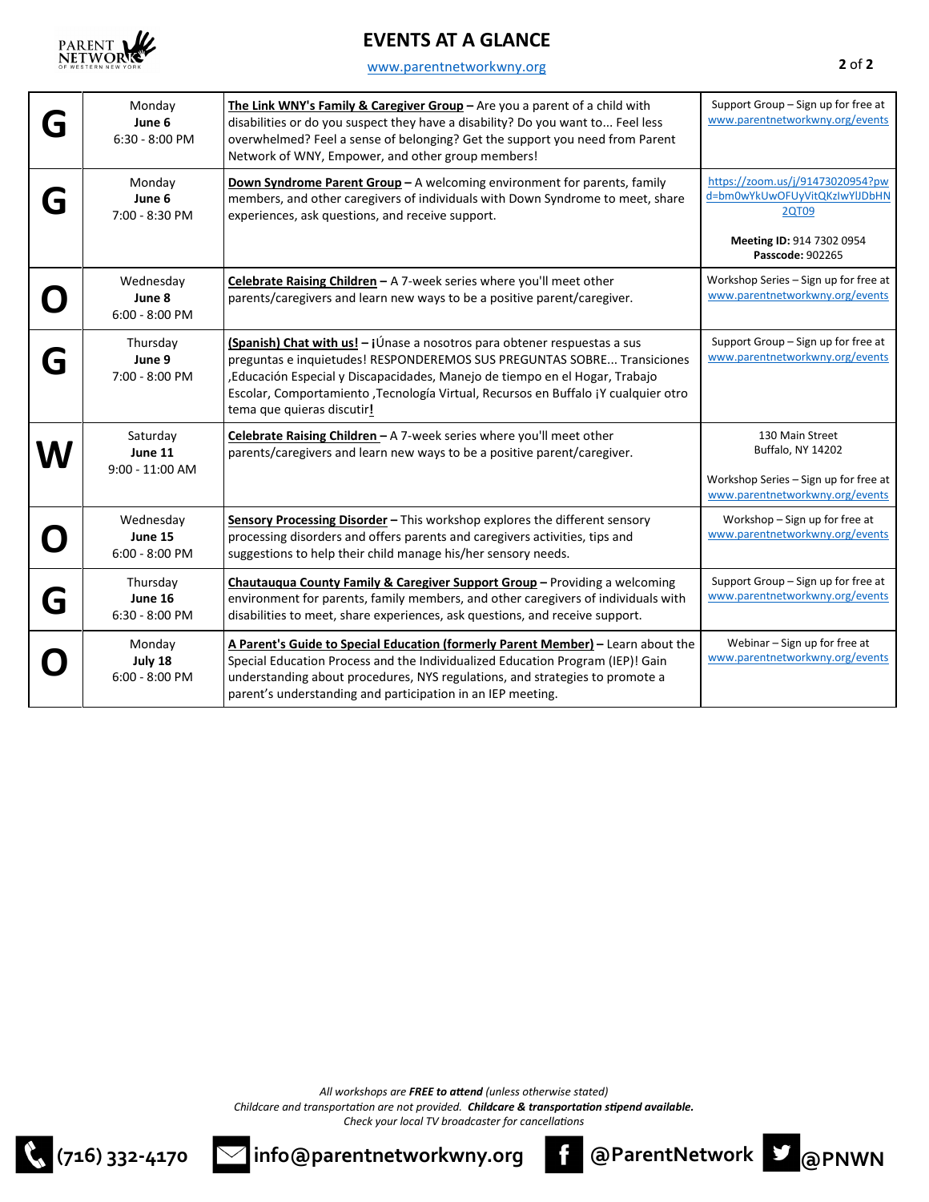# EVENTS AT A GLANCE

www.parentnetworkwny.org

| | | | |
|---|---|---|---|
| **G** | Monday **June 6** 6:30 - 8:00 PM | **The Link WNY's Family & Caregiver Group** – Are you a parent of a child with disabilities or do you suspect they have a disability? Do you want to... Feel less overwhelmed? Feel a sense of belonging? Get the support you need from Parent Network of WNY, Empower, and other group members! | Support Group – Sign up for free at www.parentnetworkwny.org/events |
| **G** | Monday **June 6** 7:00 - 8:30 PM | **Down Syndrome Parent Group** – A welcoming environment for parents, family members, and other caregivers of individuals with Down Syndrome to meet, share experiences, ask questions, and receive support. | https://zoom.us/j/91473020954?pwd=bm0wYkUwOFUyVitQKzIwYlJDbHN2QT09 **Meeting ID:** 914 7302 0954 **Passcode:** 902265 |
| **O** | Wednesday **June 8** 6:00 - 8:00 PM | **Celebrate Raising Children** – A 7-week series where you'll meet other parents/caregivers and learn new ways to be a positive parent/caregiver. | Workshop Series – Sign up for free at www.parentnetworkwny.org/events |
| **G** | Thursday **June 9** 7:00 - 8:00 PM | **(Spanish) Chat with us!** – ¡Únase a nosotros para obtener respuestas a sus preguntas e inquietudes! RESPONDEREMOS SUS PREGUNTAS SOBRE... Transiciones ,Educación Especial y Discapacidades, Manejo de tiempo en el Hogar, Trabajo Escolar, Comportamiento ,Tecnología Virtual, Recursos en Buffalo ¡Y cualquier otro tema que quieras discutir**!** | Support Group – Sign up for free at www.parentnetworkwny.org/events |
| **W** | Saturday **June 11** 9:00 - 11:00 AM | **Celebrate Raising Children** – A 7-week series where you'll meet other parents/caregivers and learn new ways to be a positive parent/caregiver. | 130 Main Street Buffalo, NY 14202 Workshop Series – Sign up for free at www.parentnetworkwny.org/events |
| **O** | Wednesday **June 15** 6:00 - 8:00 PM | **Sensory Processing Disorder** – This workshop explores the different sensory processing disorders and offers parents and caregivers activities, tips and suggestions to help their child manage his/her sensory needs. | Workshop – Sign up for free at www.parentnetworkwny.org/events |
| **G** | Thursday **June 16** 6:30 - 8:00 PM | **Chautauqua County Family & Caregiver Support Group** – Providing a welcoming environment for parents, family members, and other caregivers of individuals with disabilities to meet, share experiences, ask questions, and receive support. | Support Group – Sign up for free at www.parentnetworkwny.org/events |
| **O** | Monday **July 18** 6:00 - 8:00 PM | **A Parent's Guide to Special Education (formerly Parent Member)** – Learn about the Special Education Process and the Individualized Education Program (IEP)! Gain understanding about procedures, NYS regulations, and strategies to promote a parent's understanding and participation in an IEP meeting. | Webinar – Sign up for free at www.parentnetworkwny.org/events |

*All workshops are **FREE to attend** (unless otherwise stated)*
*Childcare and transportation are not provided. **Childcare & transportation stipend available.***
*Check your local TV broadcaster for cancellations*

(716) 332-4170 info@parentnetworkwny.org @ParentNetwork @PNWN